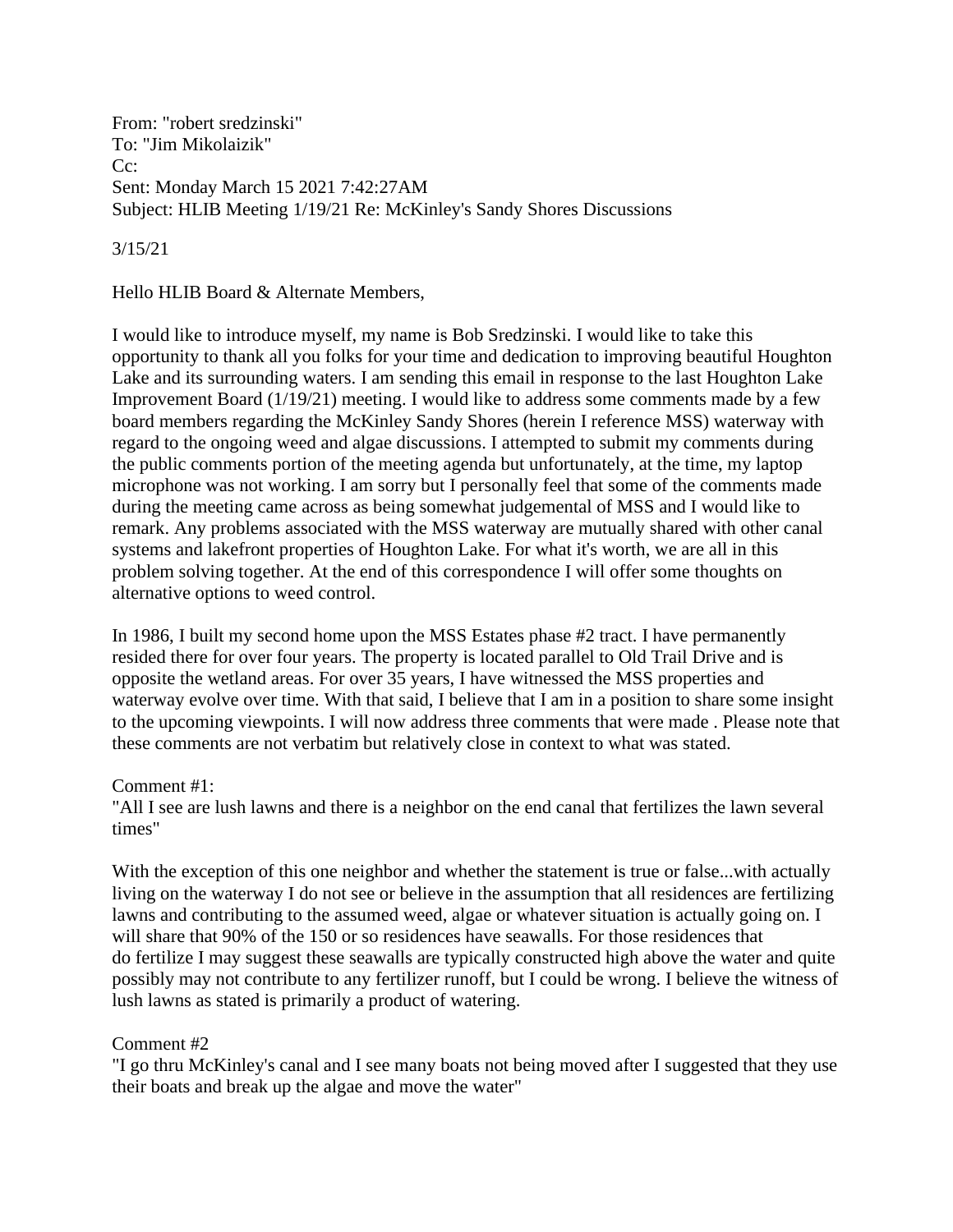From: "robert sredzinski"
To: "Jim Mikolaizik"
Cc:
Sent: Monday March 15 2021 7:42:27AM
Subject: HLIB Meeting 1/19/21 Re: McKinley's Sandy Shores Discussions

3/15/21

Hello HLIB Board & Alternate Members,

I would like to introduce myself, my name is Bob Sredzinski. I would like to take this opportunity to thank all you folks for your time and dedication to improving beautiful Houghton Lake and its surrounding waters. I am sending this email in response to the last Houghton Lake Improvement Board (1/19/21) meeting. I would like to address some comments made by a few board members regarding the McKinley Sandy Shores (herein I reference MSS) waterway with regard to the ongoing weed and algae discussions. I attempted to submit my comments during the public comments portion of the meeting agenda but unfortunately, at the time, my laptop microphone was not working. I am sorry but I personally feel that some of the comments made during the meeting came across as being somewhat judgemental of MSS and I would like to remark. Any problems associated with the MSS waterway are mutually shared with other canal systems and lakefront properties of Houghton Lake. For what it's worth, we are all in this problem solving together. At the end of this correspondence I will offer some thoughts on alternative options to weed control.

In 1986, I built my second home upon the MSS Estates phase #2 tract. I have permanently resided there for over four years. The property is located parallel to Old Trail Drive and is opposite the wetland areas. For over 35 years, I have witnessed the MSS properties and waterway evolve over time. With that said, I believe that I am in a position to share some insight to the upcoming viewpoints. I will now address three comments that were made . Please note that these comments are not verbatim but relatively close in context to what was stated.

Comment #1:
"All I see are lush lawns and there is a neighbor on the end canal that fertilizes the lawn several times"

With the exception of this one neighbor and whether the statement is true or false...with actually living on the waterway I do not see or believe in the assumption that all residences are fertilizing lawns and contributing to the assumed weed, algae or whatever situation is actually going on. I will share that 90% of the 150 or so residences have seawalls. For those residences that do fertilize I may suggest these seawalls are typically constructed high above the water and quite possibly may not contribute to any fertilizer runoff, but I could be wrong. I believe the witness of lush lawns as stated is primarily a product of watering.

Comment #2
"I go thru McKinley's canal and I see many boats not being moved after I suggested that they use their boats and break up the algae and move the water"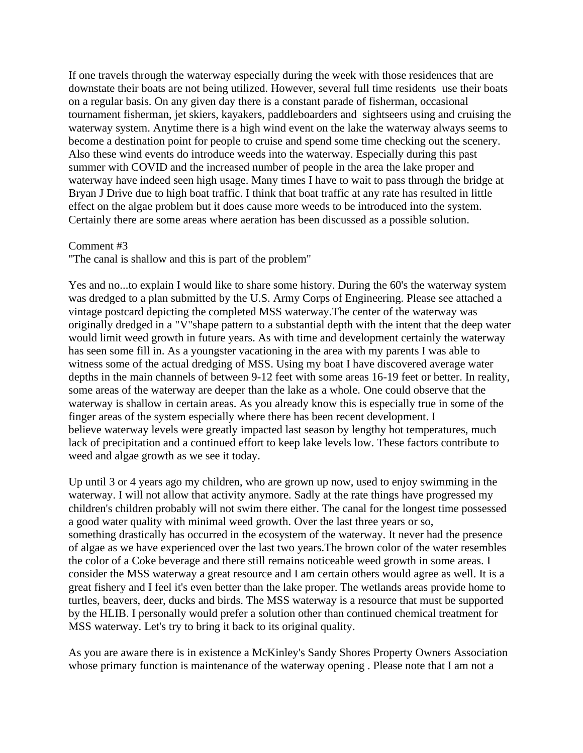If one travels through the waterway especially during the week with those residences that are downstate their boats are not being utilized. However, several full time residents use their boats on a regular basis. On any given day there is a constant parade of fisherman, occasional tournament fisherman, jet skiers, kayakers, paddleboarders and sightseers using and cruising the waterway system. Anytime there is a high wind event on the lake the waterway always seems to become a destination point for people to cruise and spend some time checking out the scenery. Also these wind events do introduce weeds into the waterway. Especially during this past summer with COVID and the increased number of people in the area the lake proper and waterway have indeed seen high usage. Many times I have to wait to pass through the bridge at Bryan J Drive due to high boat traffic. I think that boat traffic at any rate has resulted in little effect on the algae problem but it does cause more weeds to be introduced into the system. Certainly there are some areas where aeration has been discussed as a possible solution.

Comment #3
"The canal is shallow and this is part of the problem"

Yes and no...to explain I would like to share some history. During the 60's the waterway system was dredged to a plan submitted by the U.S. Army Corps of Engineering. Please see attached a vintage postcard depicting the completed MSS waterway.The center of the waterway was originally dredged in a "V"shape pattern to a substantial depth with the intent that the deep water would limit weed growth in future years. As with time and development certainly the waterway has seen some fill in. As a youngster vacationing in the area with my parents I was able to witness some of the actual dredging of MSS. Using my boat I have discovered average water depths in the main channels of between 9-12 feet with some areas 16-19 feet or better. In reality, some areas of the waterway are deeper than the lake as a whole. One could observe that the waterway is shallow in certain areas. As you already know this is especially true in some of the finger areas of the system especially where there has been recent development. I believe waterway levels were greatly impacted last season by lengthy hot temperatures, much lack of precipitation and a continued effort to keep lake levels low. These factors contribute to weed and algae growth as we see it today.

Up until 3 or 4 years ago my children, who are grown up now, used to enjoy swimming in the waterway. I will not allow that activity anymore. Sadly at the rate things have progressed my children's children probably will not swim there either. The canal for the longest time possessed a good water quality with minimal weed growth. Over the last three years or so, something drastically has occurred in the ecosystem of the waterway. It never had the presence of algae as we have experienced over the last two years.The brown color of the water resembles the color of a Coke beverage and there still remains noticeable weed growth in some areas. I consider the MSS waterway a great resource and I am certain others would agree as well. It is a great fishery and I feel it's even better than the lake proper. The wetlands areas provide home to turtles, beavers, deer, ducks and birds. The MSS waterway is a resource that must be supported by the HLIB. I personally would prefer a solution other than continued chemical treatment for MSS waterway. Let's try to bring it back to its original quality.

As you are aware there is in existence a McKinley's Sandy Shores Property Owners Association whose primary function is maintenance of the waterway opening . Please note that I am not a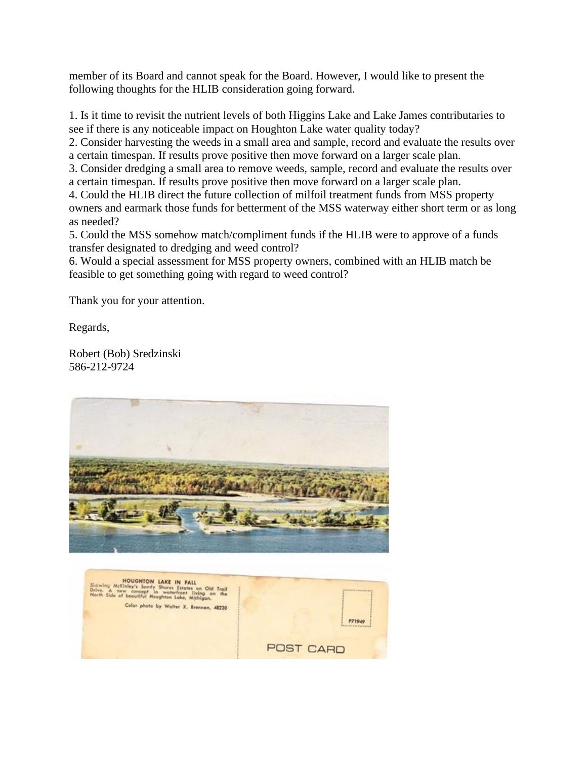member of its Board and cannot speak for the Board. However, I would like to present the following thoughts for the HLIB consideration going forward.

1. Is it time to revisit the nutrient levels of both Higgins Lake and Lake James contributaries to see if there is any noticeable impact on Houghton Lake water quality today?
2. Consider harvesting the weeds in a small area and sample, record and evaluate the results over a certain timespan. If results prove positive then move forward on a larger scale plan.
3. Consider dredging a small area to remove weeds, sample, record and evaluate the results over a certain timespan. If results prove positive then move forward on a larger scale plan.
4. Could the HLIB direct the future collection of milfoil treatment funds from MSS property owners and earmark those funds for betterment of the MSS waterway either short term or as long as needed?
5. Could the MSS somehow match/compliment funds if the HLIB were to approve of a funds transfer designated to dredging and weed control?
6. Would a special assessment for MSS property owners, combined with an HLIB match be feasible to get something going with regard to weed control?

Thank you for your attention.

Regards,

Robert (Bob) Sredzinski
586-212-9724

HOUGHTON LAKE IN FALL
Showing McKinley's Sandy Shores Estates on Old Trail Drive. A new concept in waterfront living on the North Side of beautiful Houghton Lake, Michigan.
Color photo by Walter X. Brennan, 48230

P71949

POST CARD